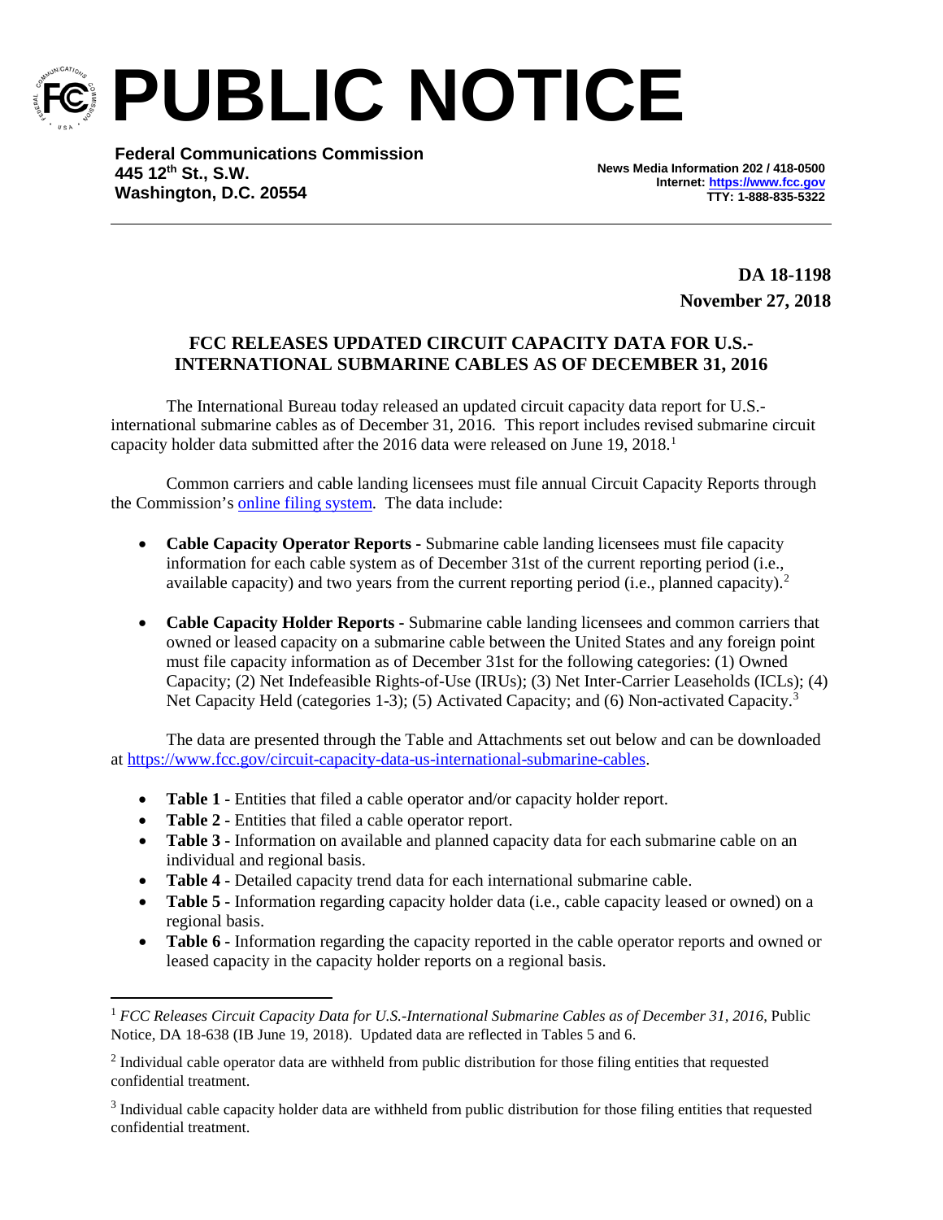# PUBLIC NOTICE

**Federal Communications Commission**
**445 12th St., S.W.**
**Washington, D.C. 20554**

**News Media Information 202 / 418-0500**
**Internet: https://www.fcc.gov**
**TTY: 1-888-835-5322**

**DA 18-1198**
**November 27, 2018**

## FCC RELEASES UPDATED CIRCUIT CAPACITY DATA FOR U.S.-INTERNATIONAL SUBMARINE CABLES AS OF DECEMBER 31, 2016

The International Bureau today released an updated circuit capacity data report for U.S.-international submarine cables as of December 31, 2016. This report includes revised submarine circuit capacity holder data submitted after the 2016 data were released on June 19, 2018.[1]

Common carriers and cable landing licensees must file annual Circuit Capacity Reports through the Commission's online filing system. The data include:

- **Cable Capacity Operator Reports -** Submarine cable landing licensees must file capacity information for each cable system as of December 31st of the current reporting period (i.e., available capacity) and two years from the current reporting period (i.e., planned capacity).[2]
- **Cable Capacity Holder Reports -** Submarine cable landing licensees and common carriers that owned or leased capacity on a submarine cable between the United States and any foreign point must file capacity information as of December 31st for the following categories: (1) Owned Capacity; (2) Net Indefeasible Rights-of-Use (IRUs); (3) Net Inter-Carrier Leaseholds (ICLs); (4) Net Capacity Held (categories 1-3); (5) Activated Capacity; and (6) Non-activated Capacity.[3]

The data are presented through the Table and Attachments set out below and can be downloaded at https://www.fcc.gov/circuit-capacity-data-us-international-submarine-cables.

- **Table 1 -** Entities that filed a cable operator and/or capacity holder report.
- **Table 2 -** Entities that filed a cable operator report.
- **Table 3 -** Information on available and planned capacity data for each submarine cable on an individual and regional basis.
- **Table 4 -** Detailed capacity trend data for each international submarine cable.
- **Table 5 -** Information regarding capacity holder data (i.e., cable capacity leased or owned) on a regional basis.
- **Table 6 -** Information regarding the capacity reported in the cable operator reports and owned or leased capacity in the capacity holder reports on a regional basis.

---

[1] *FCC Releases Circuit Capacity Data for U.S.-International Submarine Cables as of December 31, 2016*, Public Notice, DA 18-638 (IB June 19, 2018). Updated data are reflected in Tables 5 and 6.

[2] Individual cable operator data are withheld from public distribution for those filing entities that requested confidential treatment.

[3] Individual cable capacity holder data are withheld from public distribution for those filing entities that requested confidential treatment.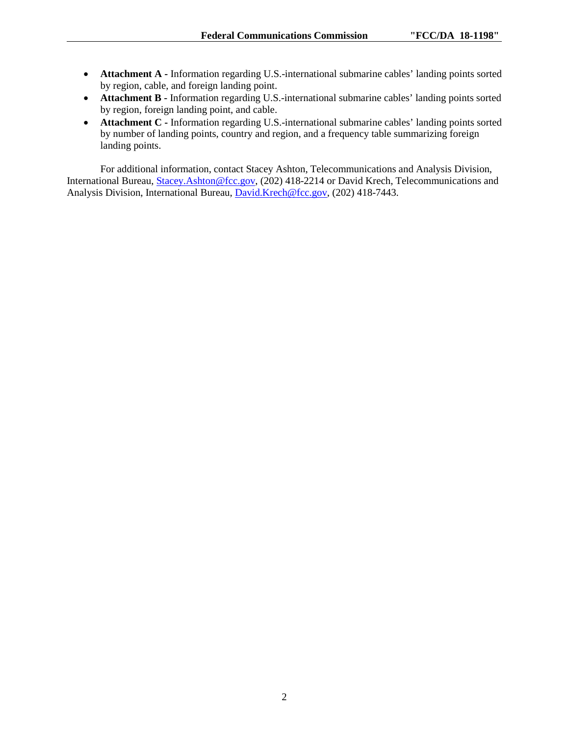- **Attachment A -** Information regarding U.S.-international submarine cables' landing points sorted by region, cable, and foreign landing point.
- **Attachment B -** Information regarding U.S.-international submarine cables' landing points sorted by region, foreign landing point, and cable.
- **Attachment C -** Information regarding U.S.-international submarine cables' landing points sorted by number of landing points, country and region, and a frequency table summarizing foreign landing points.

For additional information, contact Stacey Ashton, Telecommunications and Analysis Division, International Bureau, Stacey.Ashton@fcc.gov, (202) 418-2214 or David Krech, Telecommunications and Analysis Division, International Bureau, David.Krech@fcc.gov, (202) 418-7443.